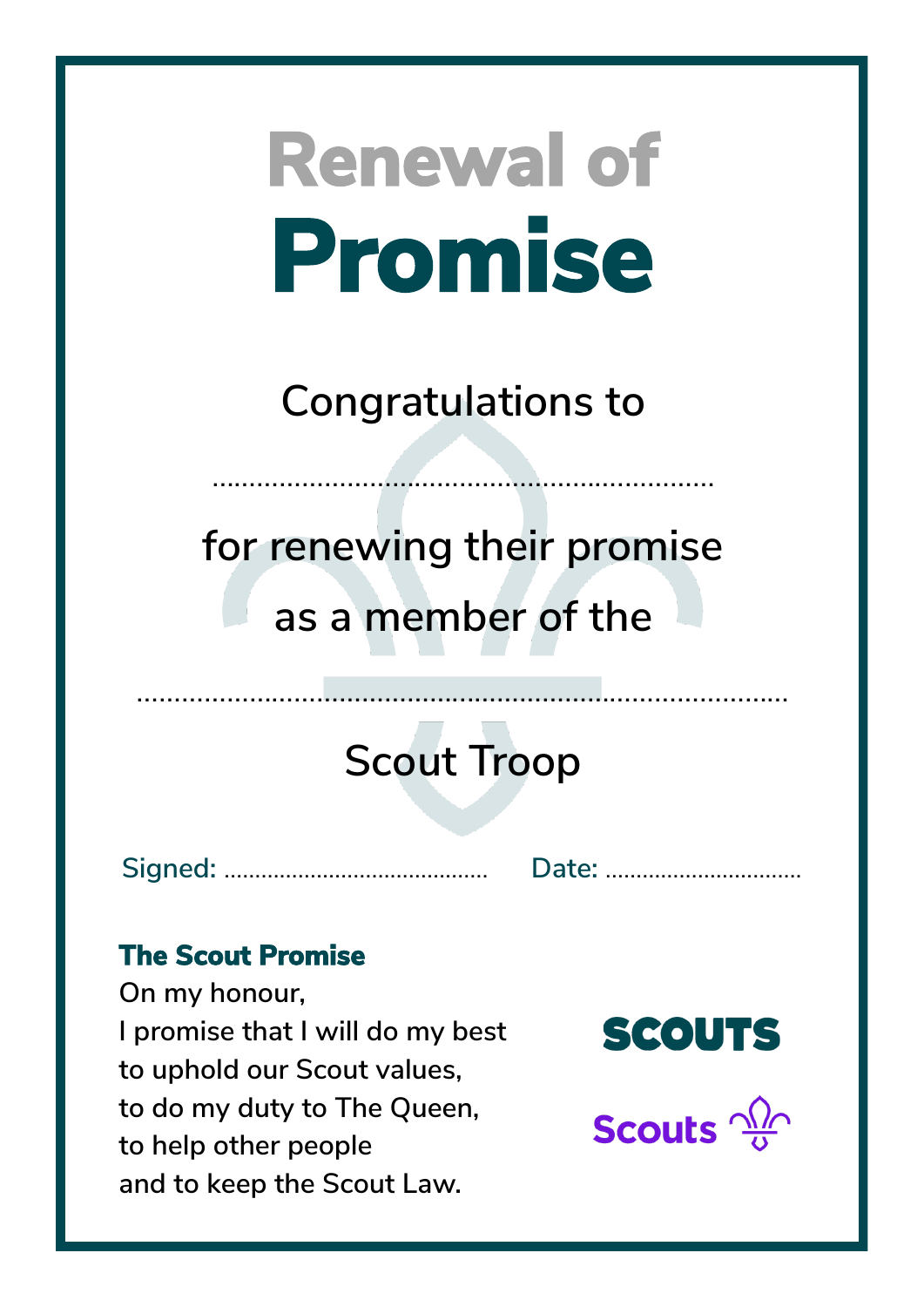# Renewal of Promise

Congratulations to

....................................................................

for renewing their promise

as a member of the

.........................................................................................

Scout Troop

Signed: .......................................... Date: ................................

**The Scout Promise**

On my honour,
I promise that I will do my best
to uphold our Scout values,
to do my duty to The Queen,
to help other people
and to keep the Scout Law.

SCOUTS

Scouts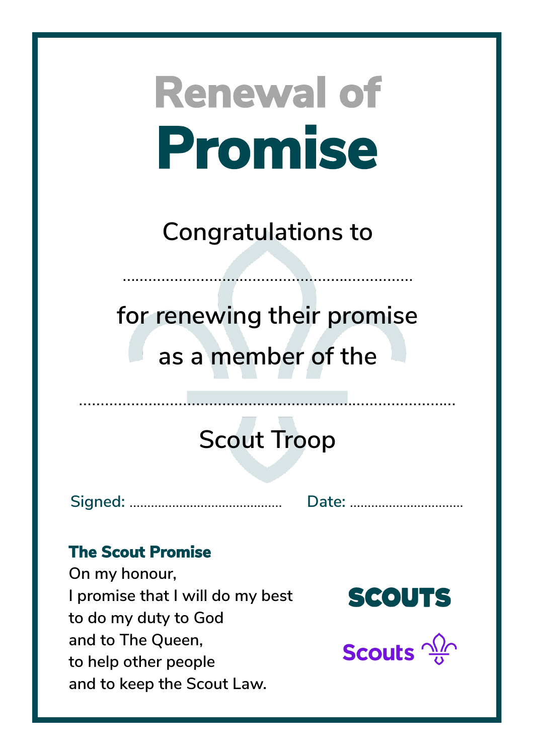# Renewal of
# Promise

Congratulations to

...................................................................

for renewing their promise

as a member of the

......................................................................................

Scout Troop

Signed: .......................................... Date: ................................

**The Scout Promise**

On my honour,
I promise that I will do my best
to do my duty to God
and to The Queen,
to help other people
and to keep the Scout Law.

SCOUTS

Scouts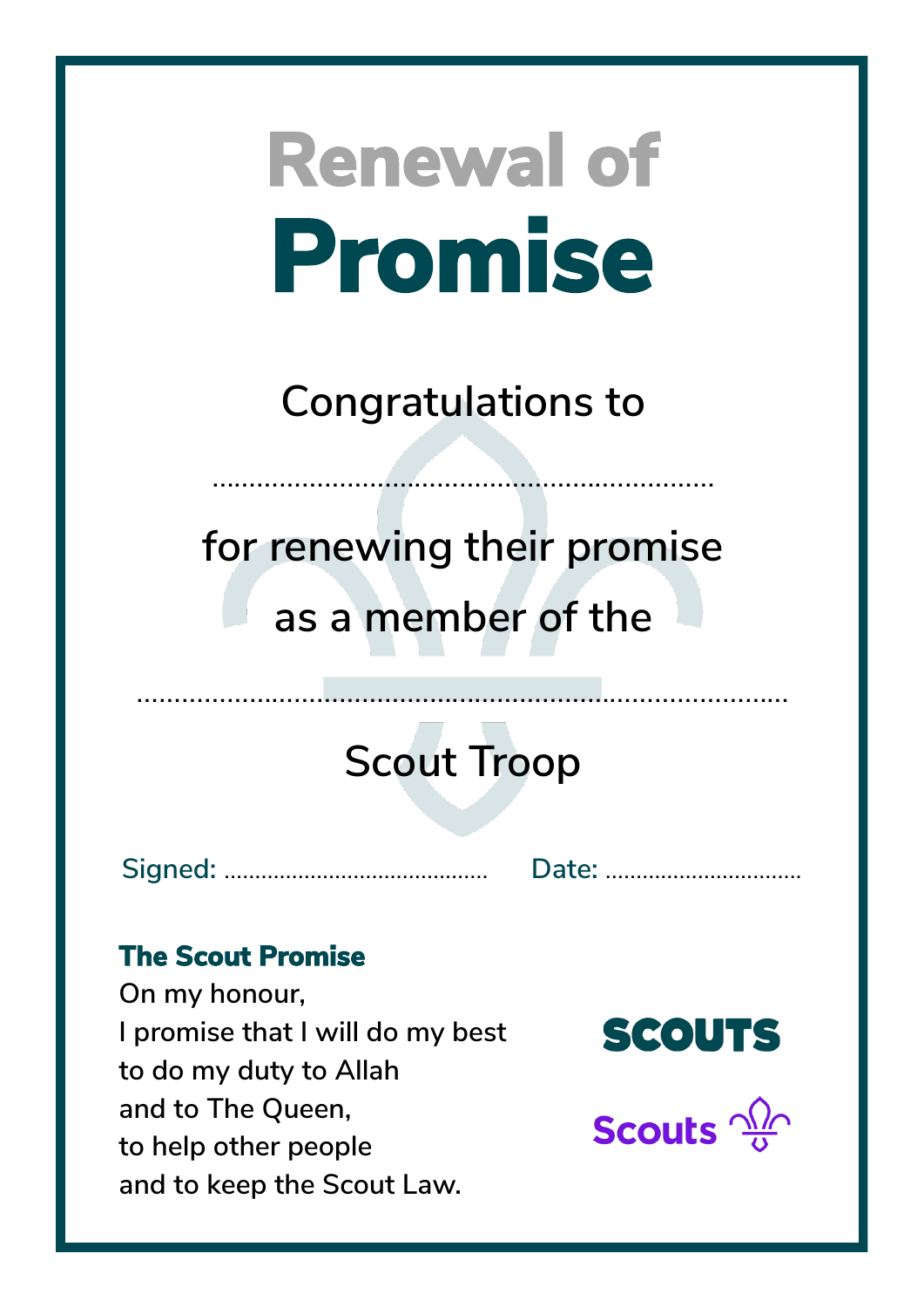# Renewal of
# Promise

Congratulations to

..................................................................

for renewing their promise

as a member of the

.....................................................................................

Scout Troop

Signed: ........................................... Date: ................................

**The Scout Promise**

On my honour,
I promise that I will do my best
to do my duty to Allah
and to The Queen,
to help other people
and to keep the Scout Law.

SCOUTS

Scouts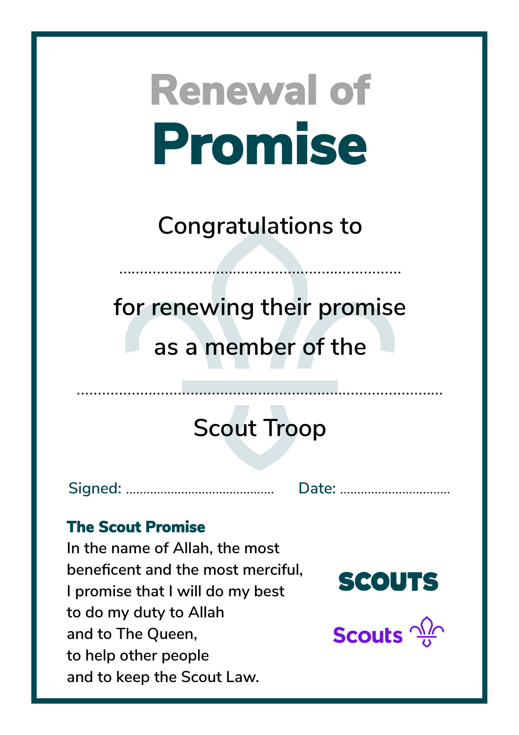# Renewal of Promise

Congratulations to

....................................................................

for renewing their promise

as a member of the

..........................................................................................

Scout Troop

Signed: ............................................ Date: ...................................

**The Scout Promise**

In the name of Allah, the most beneficent and the most merciful, I promise that I will do my best to do my duty to Allah and to The Queen, to help other people and to keep the Scout Law.

SCOUTS

Scouts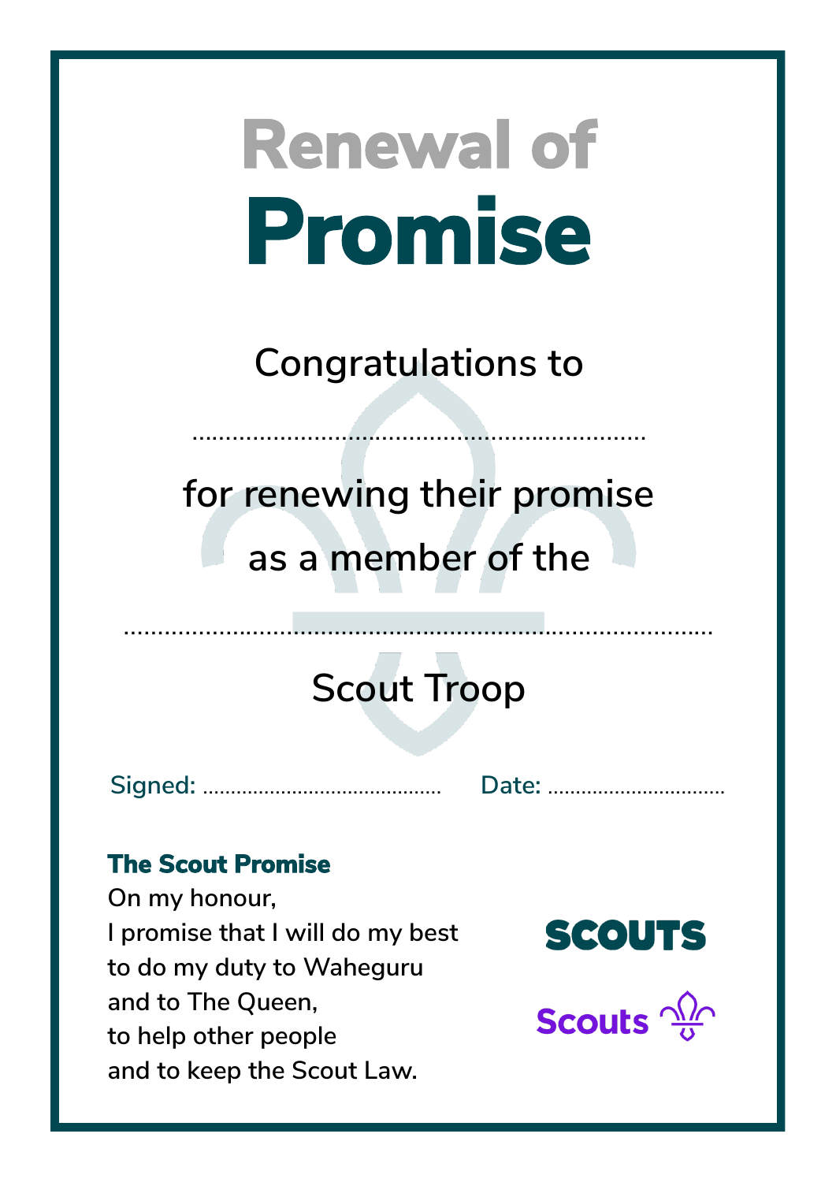# Renewal of Promise

Congratulations to

..................................................................

for renewing their promise

as a member of the

....................................................................................

Scout Troop

Signed: .......................................... Date: ................................

**The Scout Promise**

On my honour,
I promise that I will do my best
to do my duty to Waheguru
and to The Queen,
to help other people
and to keep the Scout Law.

SCOUTS

Scouts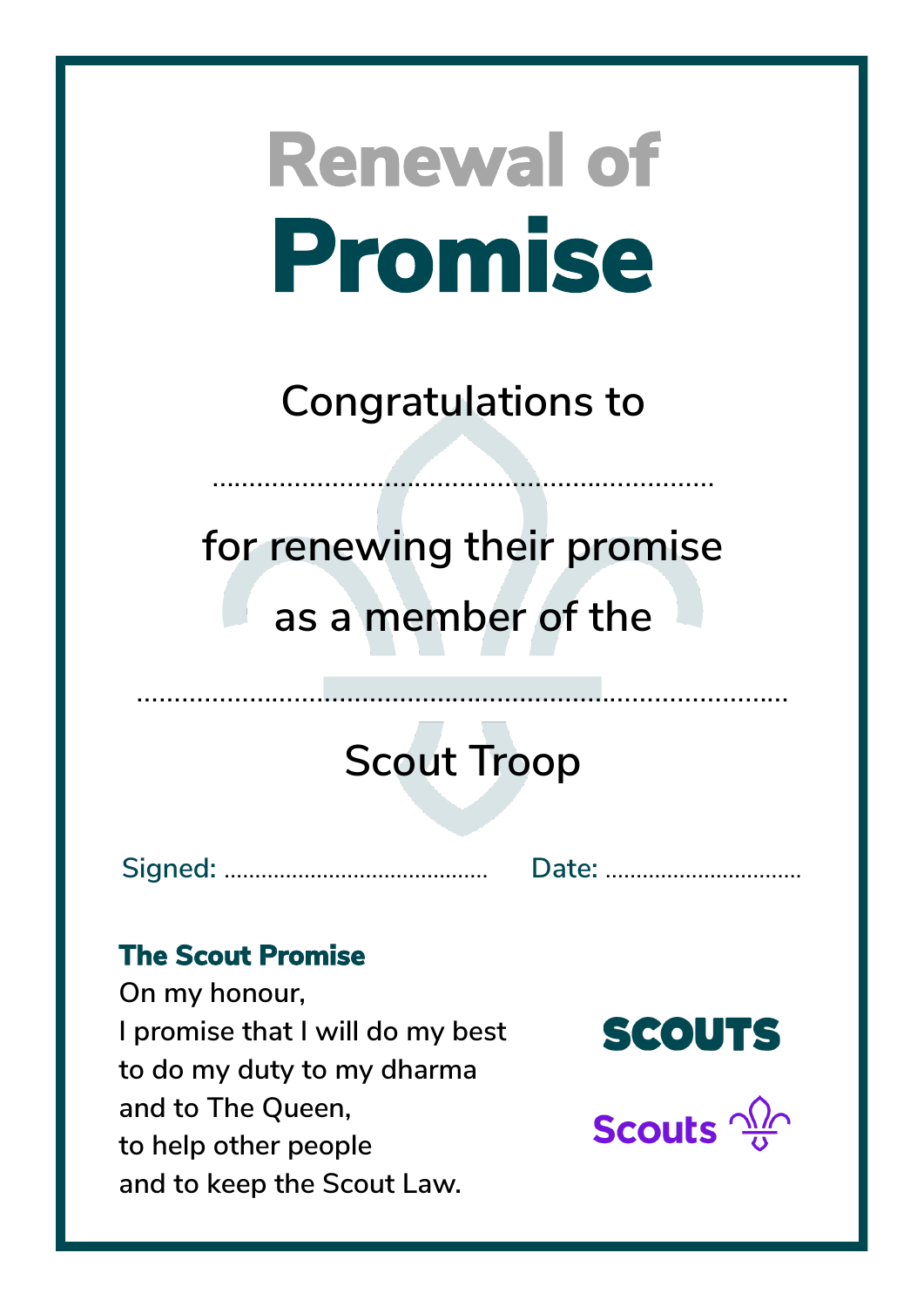# Renewal of Promise

Congratulations to

....................................................................

for renewing their promise

as a member of the

.........................................................................................

Scout Troop

Signed: ..........................................  Date: ................................

**The Scout Promise**

On my honour,
I promise that I will do my best
to do my duty to my dharma
and to The Queen,
to help other people
and to keep the Scout Law.

SCOUTS

Scouts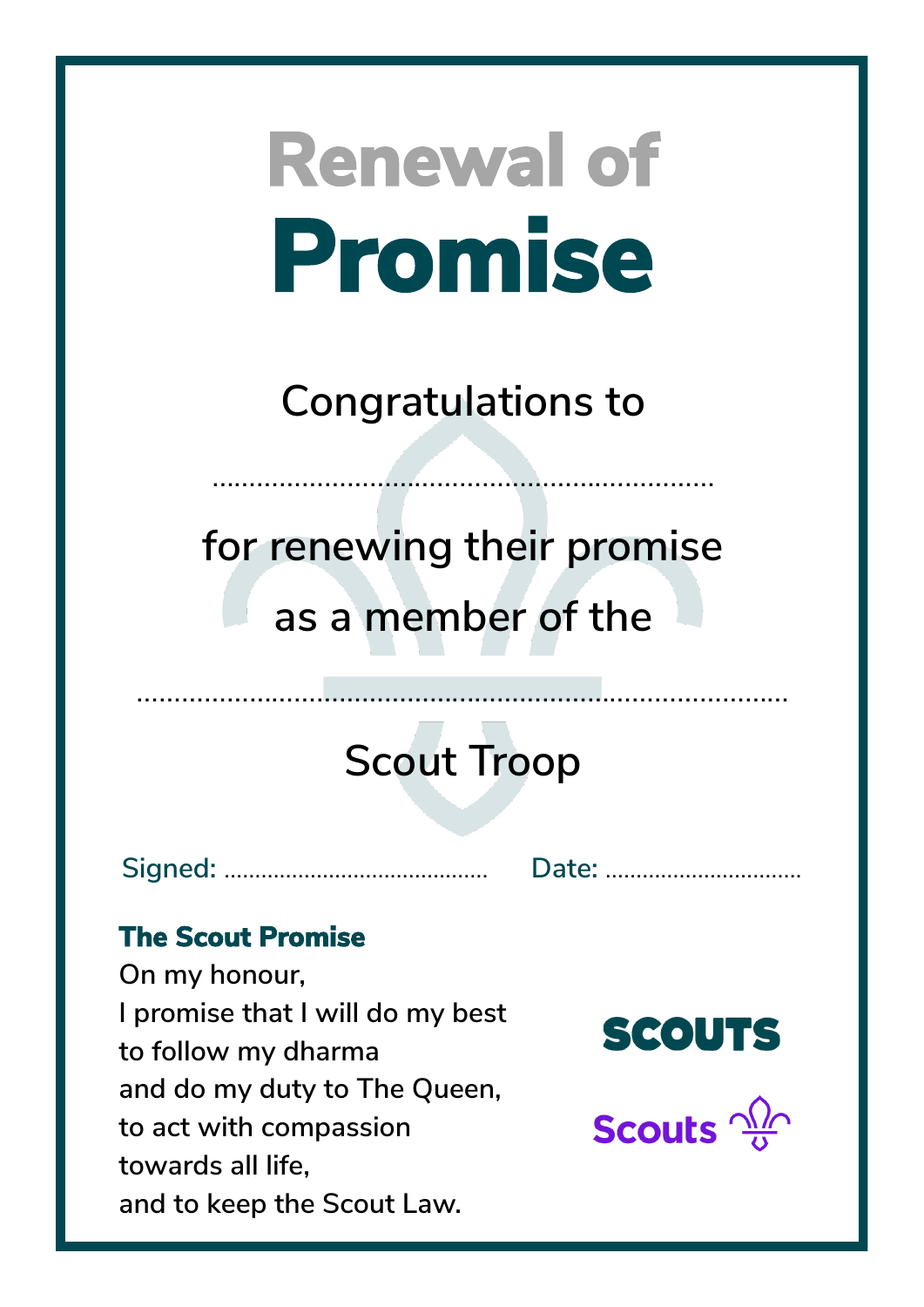# Renewal of Promise

Congratulations to

.................................................................

for renewing their promise

as a member of the

.......................................................................................

Scout Troop

Signed: .......................................... Date: ................................

**The Scout Promise**

On my honour,
I promise that I will do my best
to follow my dharma
and do my duty to The Queen,
to act with compassion
towards all life,
and to keep the Scout Law.

SCOUTS

Scouts